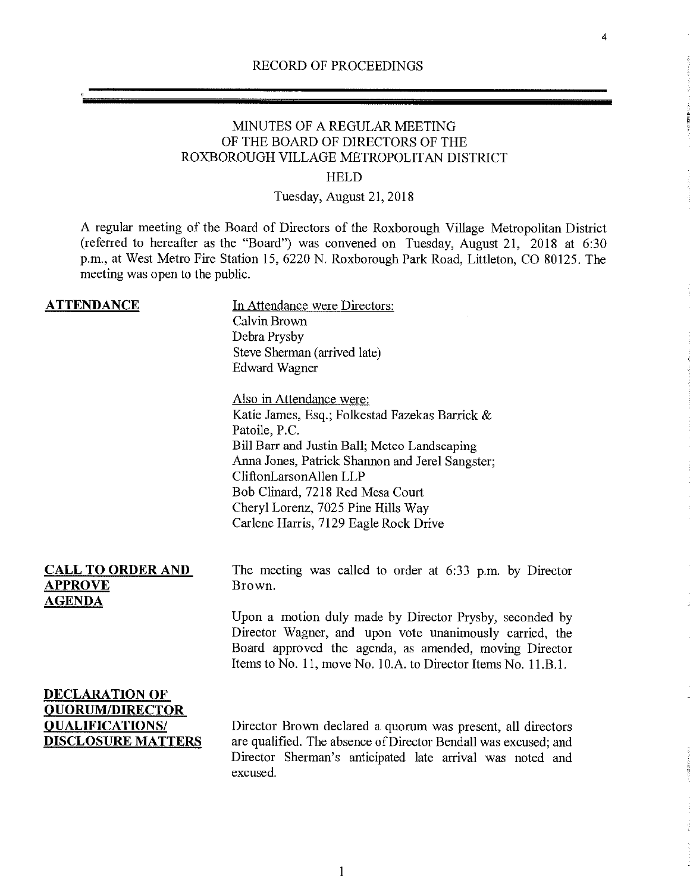RECORD OF PROCEEDINGS

# MINUTES OF A REGULAR MEETING OF THE BOARD OF DIRECTORS OF THE ROXBOROUGH VILLAGE METROPOLITAN DISTRICT

HELD

Tuesday, August 21, 2018

A regular meeting of the Board of Directors of the Roxborough Village Metropolitan District (referred to hereafter as the "Board") was convened on Tuesday, August 21, 2018 at 6:30 p.m., at West Metro Fire Station 15, 6220 N. Roxborough Park Road, Littleton, CO 80125. The meeting was open to the public.

**ATTENDANCE**

In Attendance were Directors:
Calvin Brown
Debra Prysby
Steve Sherman (arrived late)
Edward Wagner

Also in Attendance were:
Katie James, Esq.; Folkestad Fazekas Barrick & Patoile, P.C.
Bill Barr and Justin Ball; Metco Landscaping
Anna Jones, Patrick Shannon and Jerel Sangster; CliftonLarsonAllen LLP
Bob Clinard, 7218 Red Mesa Court
Cheryl Lorenz, 7025 Pine Hills Way
Carlene Harris, 7129 Eagle Rock Drive

**CALL TO ORDER AND APPROVE AGENDA**

The meeting was called to order at 6:33 p.m. by Director Brown.

Upon a motion duly made by Director Prysby, seconded by Director Wagner, and upon vote unanimously carried, the Board approved the agenda, as amended, moving Director Items to No. 11, move No. 10.A. to Director Items No. 11.B.1.

**DECLARATION OF QUORUM/DIRECTOR QUALIFICATIONS/ DISCLOSURE MATTERS**

Director Brown declared a quorum was present, all directors are qualified. The absence of Director Bendall was excused; and Director Sherman's anticipated late arrival was noted and excused.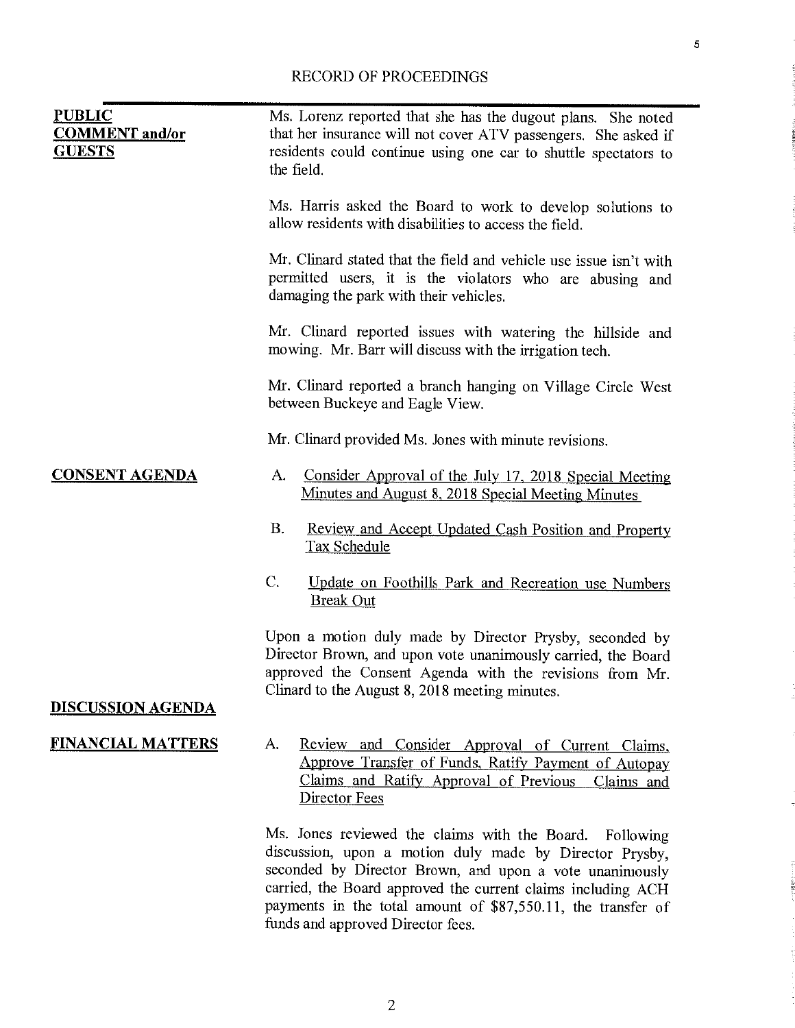RECORD OF PROCEEDINGS

**PUBLIC COMMENT and/or GUESTS**

Ms. Lorenz reported that she has the dugout plans. She noted that her insurance will not cover ATV passengers. She asked if residents could continue using one car to shuttle spectators to the field.

Ms. Harris asked the Board to work to develop solutions to allow residents with disabilities to access the field.

Mr. Clinard stated that the field and vehicle use issue isn't with permitted users, it is the violators who are abusing and damaging the park with their vehicles.

Mr. Clinard reported issues with watering the hillside and mowing. Mr. Barr will discuss with the irrigation tech.

Mr. Clinard reported a branch hanging on Village Circle West between Buckeye and Eagle View.

Mr. Clinard provided Ms. Jones with minute revisions.

**CONSENT AGENDA**

A. Consider Approval of the July 17, 2018 Special Meeting Minutes and August 8, 2018 Special Meeting Minutes

B. Review and Accept Updated Cash Position and Property Tax Schedule

C. Update on Foothills Park and Recreation use Numbers Break Out

Upon a motion duly made by Director Prysby, seconded by Director Brown, and upon vote unanimously carried, the Board approved the Consent Agenda with the revisions from Mr. Clinard to the August 8, 2018 meeting minutes.

**DISCUSSION AGENDA**

**FINANCIAL MATTERS**

A. Review and Consider Approval of Current Claims, Approve Transfer of Funds, Ratify Payment of Autopay Claims and Ratify Approval of Previous Claims and Director Fees

Ms. Jones reviewed the claims with the Board. Following discussion, upon a motion duly made by Director Prysby, seconded by Director Brown, and upon a vote unanimously carried, the Board approved the current claims including ACH payments in the total amount of $87,550.11, the transfer of funds and approved Director fees.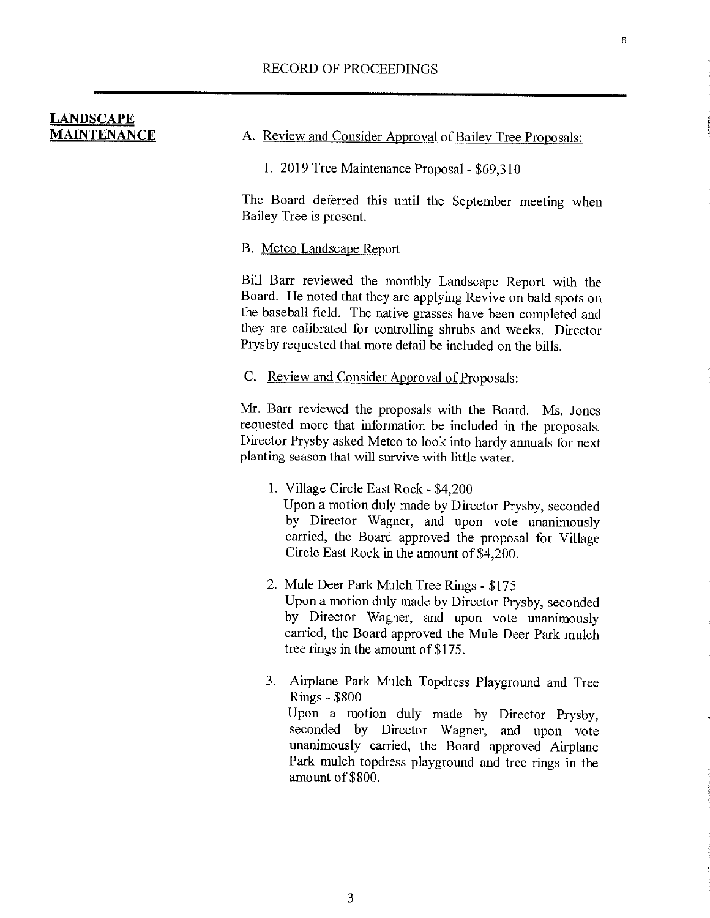RECORD OF PROCEEDINGS

## LANDSCAPE MAINTENANCE

A. Review and Consider Approval of Bailey Tree Proposals:

1. 2019 Tree Maintenance Proposal - $69,310

The Board deferred this until the September meeting when Bailey Tree is present.

B. Metco Landscape Report

Bill Barr reviewed the monthly Landscape Report with the Board. He noted that they are applying Revive on bald spots on the baseball field. The native grasses have been completed and they are calibrated for controlling shrubs and weeks. Director Prysby requested that more detail be included on the bills.

C. Review and Consider Approval of Proposals:

Mr. Barr reviewed the proposals with the Board. Ms. Jones requested more that information be included in the proposals. Director Prysby asked Metco to look into hardy annuals for next planting season that will survive with little water.

1. Village Circle East Rock - $4,200
   Upon a motion duly made by Director Prysby, seconded by Director Wagner, and upon vote unanimously carried, the Board approved the proposal for Village Circle East Rock in the amount of $4,200.

2. Mule Deer Park Mulch Tree Rings - $175
   Upon a motion duly made by Director Prysby, seconded by Director Wagner, and upon vote unanimously carried, the Board approved the Mule Deer Park mulch tree rings in the amount of $175.

3. Airplane Park Mulch Topdress Playground and Tree Rings - $800
   Upon a motion duly made by Director Prysby, seconded by Director Wagner, and upon vote unanimously carried, the Board approved Airplane Park mulch topdress playground and tree rings in the amount of $800.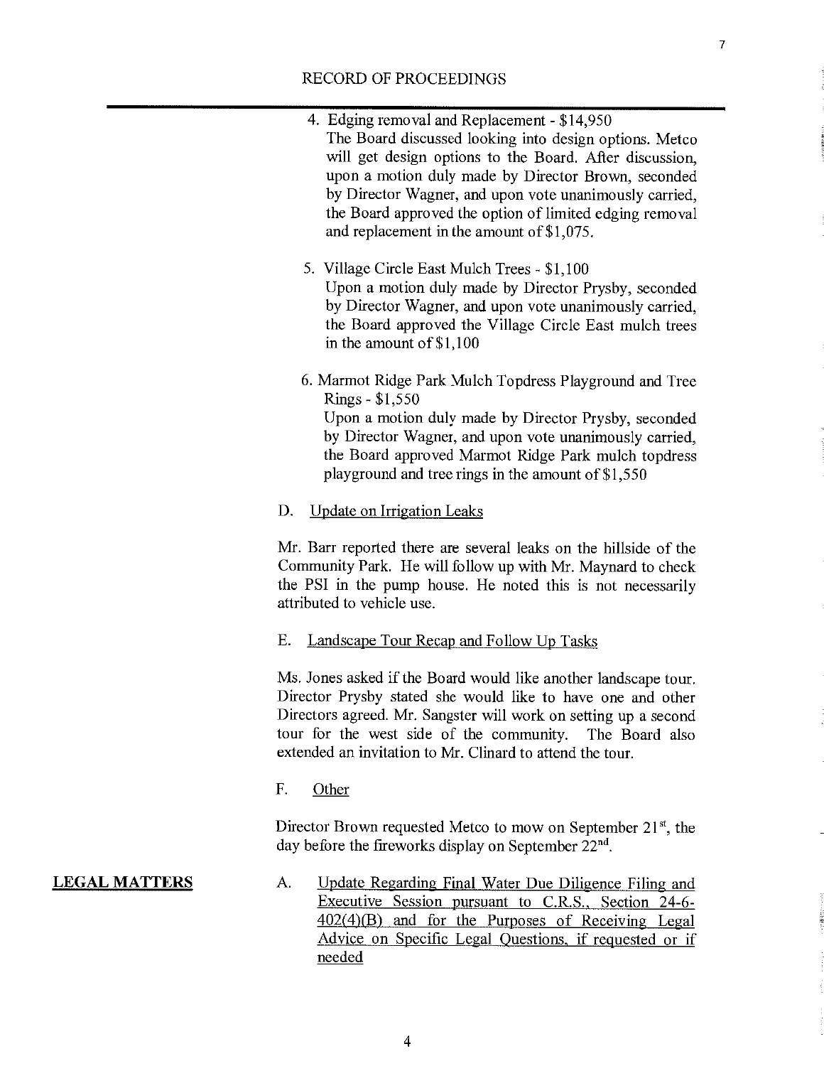RECORD OF PROCEEDINGS

4. Edging removal and Replacement - $14,950
   The Board discussed looking into design options. Metco will get design options to the Board. After discussion, upon a motion duly made by Director Brown, seconded by Director Wagner, and upon vote unanimously carried, the Board approved the option of limited edging removal and replacement in the amount of $1,075.

5. Village Circle East Mulch Trees - $1,100
   Upon a motion duly made by Director Prysby, seconded by Director Wagner, and upon vote unanimously carried, the Board approved the Village Circle East mulch trees in the amount of $1,100

6. Marmot Ridge Park Mulch Topdress Playground and Tree Rings - $1,550
   Upon a motion duly made by Director Prysby, seconded by Director Wagner, and upon vote unanimously carried, the Board approved Marmot Ridge Park mulch topdress playground and tree rings in the amount of $1,550

D. Update on Irrigation Leaks

Mr. Barr reported there are several leaks on the hillside of the Community Park. He will follow up with Mr. Maynard to check the PSI in the pump house. He noted this is not necessarily attributed to vehicle use.

E. Landscape Tour Recap and Follow Up Tasks

Ms. Jones asked if the Board would like another landscape tour. Director Prysby stated she would like to have one and other Directors agreed. Mr. Sangster will work on setting up a second tour for the west side of the community. The Board also extended an invitation to Mr. Clinard to attend the tour.

F. Other

Director Brown requested Metco to mow on September 21st, the day before the fireworks display on September 22nd.

**LEGAL MATTERS**

A. Update Regarding Final Water Due Diligence Filing and Executive Session pursuant to C.R.S., Section 24-6-402(4)(B) and for the Purposes of Receiving Legal Advice on Specific Legal Questions, if requested or if needed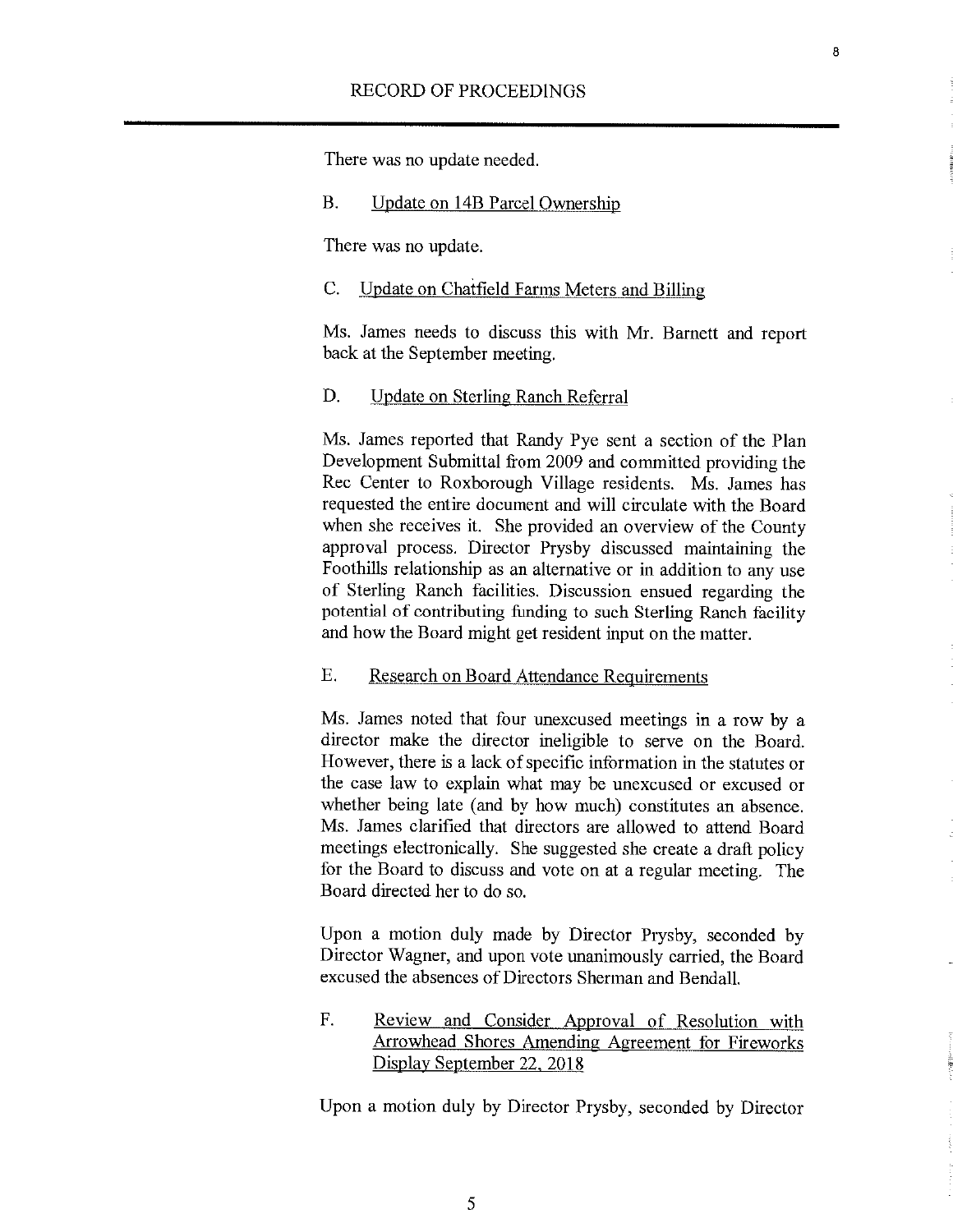There was no update needed.

B. Update on 14B Parcel Ownership

There was no update.

C. Update on Chatfield Farms Meters and Billing

Ms. James needs to discuss this with Mr. Barnett and report back at the September meeting.

D. Update on Sterling Ranch Referral

Ms. James reported that Randy Pye sent a section of the Plan Development Submittal from 2009 and committed providing the Rec Center to Roxborough Village residents. Ms. James has requested the entire document and will circulate with the Board when she receives it. She provided an overview of the County approval process. Director Prysby discussed maintaining the Foothills relationship as an alternative or in addition to any use of Sterling Ranch facilities. Discussion ensued regarding the potential of contributing funding to such Sterling Ranch facility and how the Board might get resident input on the matter.

E. Research on Board Attendance Requirements

Ms. James noted that four unexcused meetings in a row by a director make the director ineligible to serve on the Board. However, there is a lack of specific information in the statutes or the case law to explain what may be unexcused or excused or whether being late (and by how much) constitutes an absence. Ms. James clarified that directors are allowed to attend Board meetings electronically. She suggested she create a draft policy for the Board to discuss and vote on at a regular meeting. The Board directed her to do so.

Upon a motion duly made by Director Prysby, seconded by Director Wagner, and upon vote unanimously carried, the Board excused the absences of Directors Sherman and Bendall.

F. Review and Consider Approval of Resolution with Arrowhead Shores Amending Agreement for Fireworks Display September 22, 2018

Upon a motion duly by Director Prysby, seconded by Director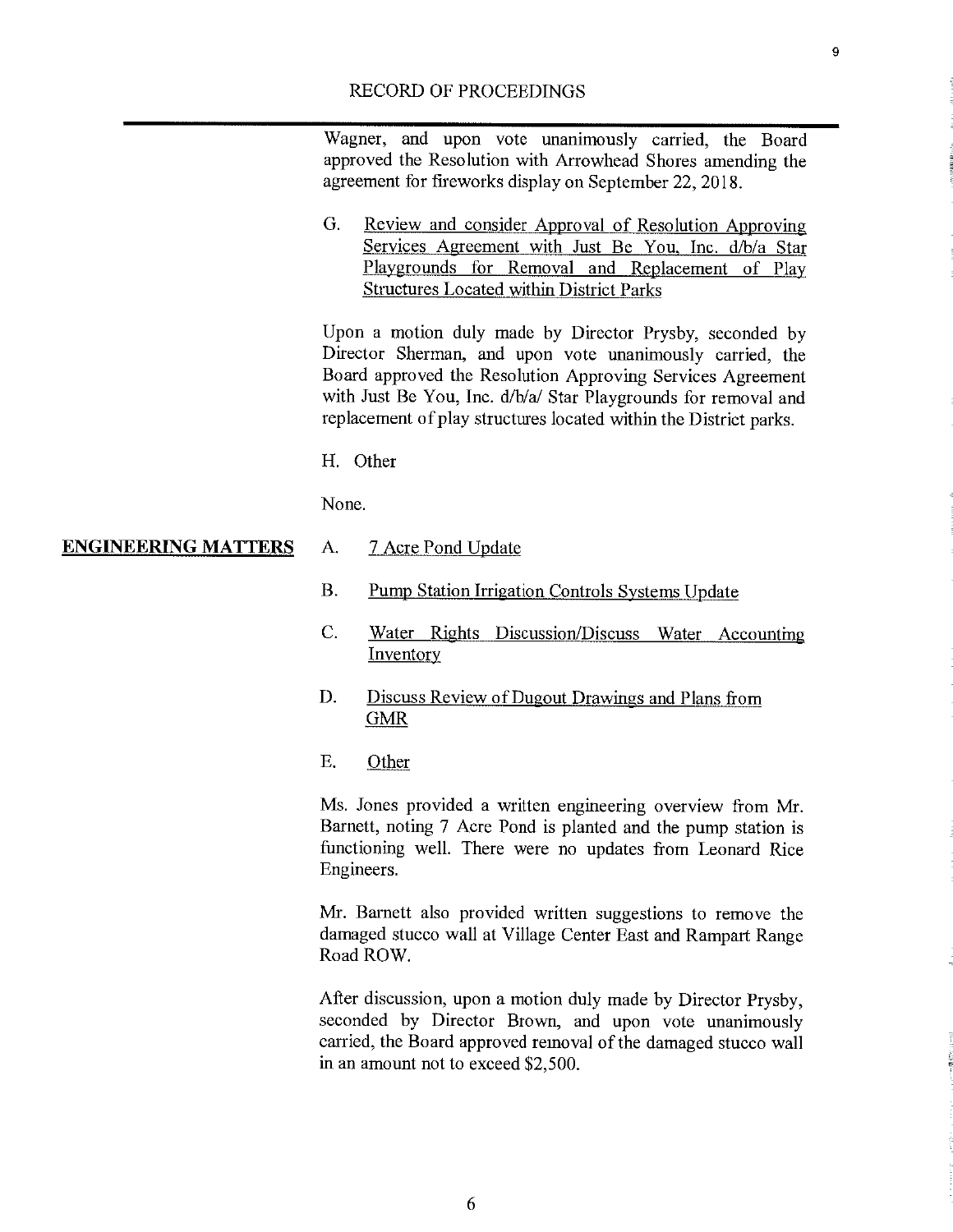Wagner, and upon vote unanimously carried, the Board approved the Resolution with Arrowhead Shores amending the agreement for fireworks display on September 22, 2018.

G. Review and consider Approval of Resolution Approving Services Agreement with Just Be You, Inc. d/b/a Star Playgrounds for Removal and Replacement of Play Structures Located within District Parks

Upon a motion duly made by Director Prysby, seconded by Director Sherman, and upon vote unanimously carried, the Board approved the Resolution Approving Services Agreement with Just Be You, Inc. d/b/a/ Star Playgrounds for removal and replacement of play structures located within the District parks.

H. Other

None.

**ENGINEERING MATTERS**

A. 7 Acre Pond Update

B. Pump Station Irrigation Controls Systems Update

C. Water Rights Discussion/Discuss Water Accounting Inventory

D. Discuss Review of Dugout Drawings and Plans from GMR

E. Other

Ms. Jones provided a written engineering overview from Mr. Barnett, noting 7 Acre Pond is planted and the pump station is functioning well. There were no updates from Leonard Rice Engineers.

Mr. Barnett also provided written suggestions to remove the damaged stucco wall at Village Center East and Rampart Range Road ROW.

After discussion, upon a motion duly made by Director Prysby, seconded by Director Brown, and upon vote unanimously carried, the Board approved removal of the damaged stucco wall in an amount not to exceed $2,500.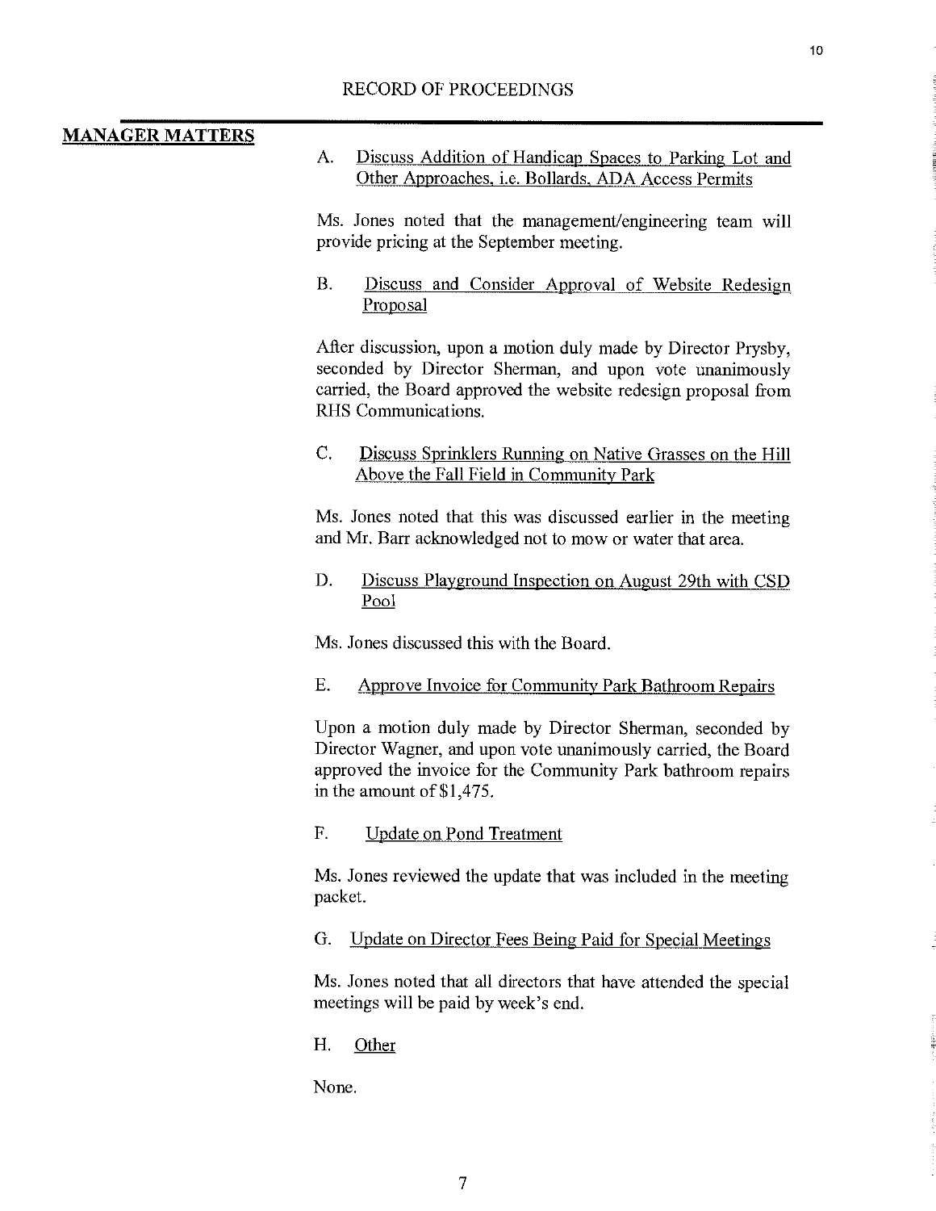RECORD OF PROCEEDINGS

## MANAGER MATTERS

A. Discuss Addition of Handicap Spaces to Parking Lot and Other Approaches, i.e. Bollards, ADA Access Permits

Ms. Jones noted that the management/engineering team will provide pricing at the September meeting.

B. Discuss and Consider Approval of Website Redesign Proposal

After discussion, upon a motion duly made by Director Prysby, seconded by Director Sherman, and upon vote unanimously carried, the Board approved the website redesign proposal from RHS Communications.

C. Discuss Sprinklers Running on Native Grasses on the Hill Above the Fall Field in Community Park

Ms. Jones noted that this was discussed earlier in the meeting and Mr. Barr acknowledged not to mow or water that area.

D. Discuss Playground Inspection on August 29th with CSD Pool

Ms. Jones discussed this with the Board.

E. Approve Invoice for Community Park Bathroom Repairs

Upon a motion duly made by Director Sherman, seconded by Director Wagner, and upon vote unanimously carried, the Board approved the invoice for the Community Park bathroom repairs in the amount of $1,475.

F. Update on Pond Treatment

Ms. Jones reviewed the update that was included in the meeting packet.

G. Update on Director Fees Being Paid for Special Meetings

Ms. Jones noted that all directors that have attended the special meetings will be paid by week's end.

H. Other

None.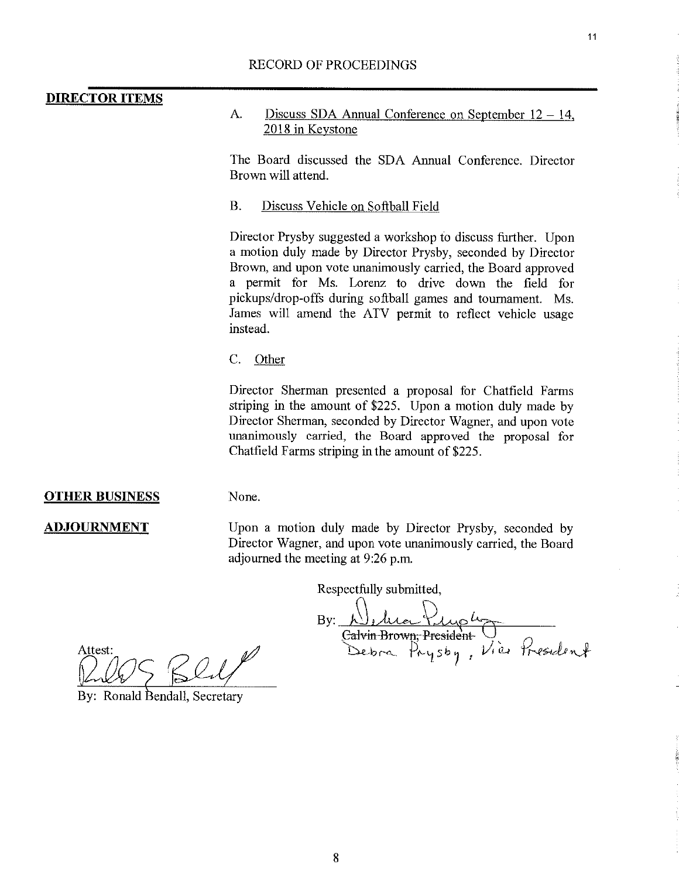RECORD OF PROCEEDINGS

**DIRECTOR ITEMS**

A. Discuss SDA Annual Conference on September 12 – 14, 2018 in Keystone

The Board discussed the SDA Annual Conference. Director Brown will attend.

B. Discuss Vehicle on Softball Field

Director Prysby suggested a workshop to discuss further. Upon a motion duly made by Director Prysby, seconded by Director Brown, and upon vote unanimously carried, the Board approved a permit for Ms. Lorenz to drive down the field for pickups/drop-offs during softball games and tournament. Ms. James will amend the ATV permit to reflect vehicle usage instead.

C. Other

Director Sherman presented a proposal for Chatfield Farms striping in the amount of $225. Upon a motion duly made by Director Sherman, seconded by Director Wagner, and upon vote unanimously carried, the Board approved the proposal for Chatfield Farms striping in the amount of $225.

**OTHER BUSINESS**

None.

**ADJOURNMENT**

Upon a motion duly made by Director Prysby, seconded by Director Wagner, and upon vote unanimously carried, the Board adjourned the meeting at 9:26 p.m.

Respectfully submitted,

By: [signature]
~~Calvin Brown, President~~
Debra Prysby, Vice President

Attest:
[signature]
By: Ronald Bendall, Secretary